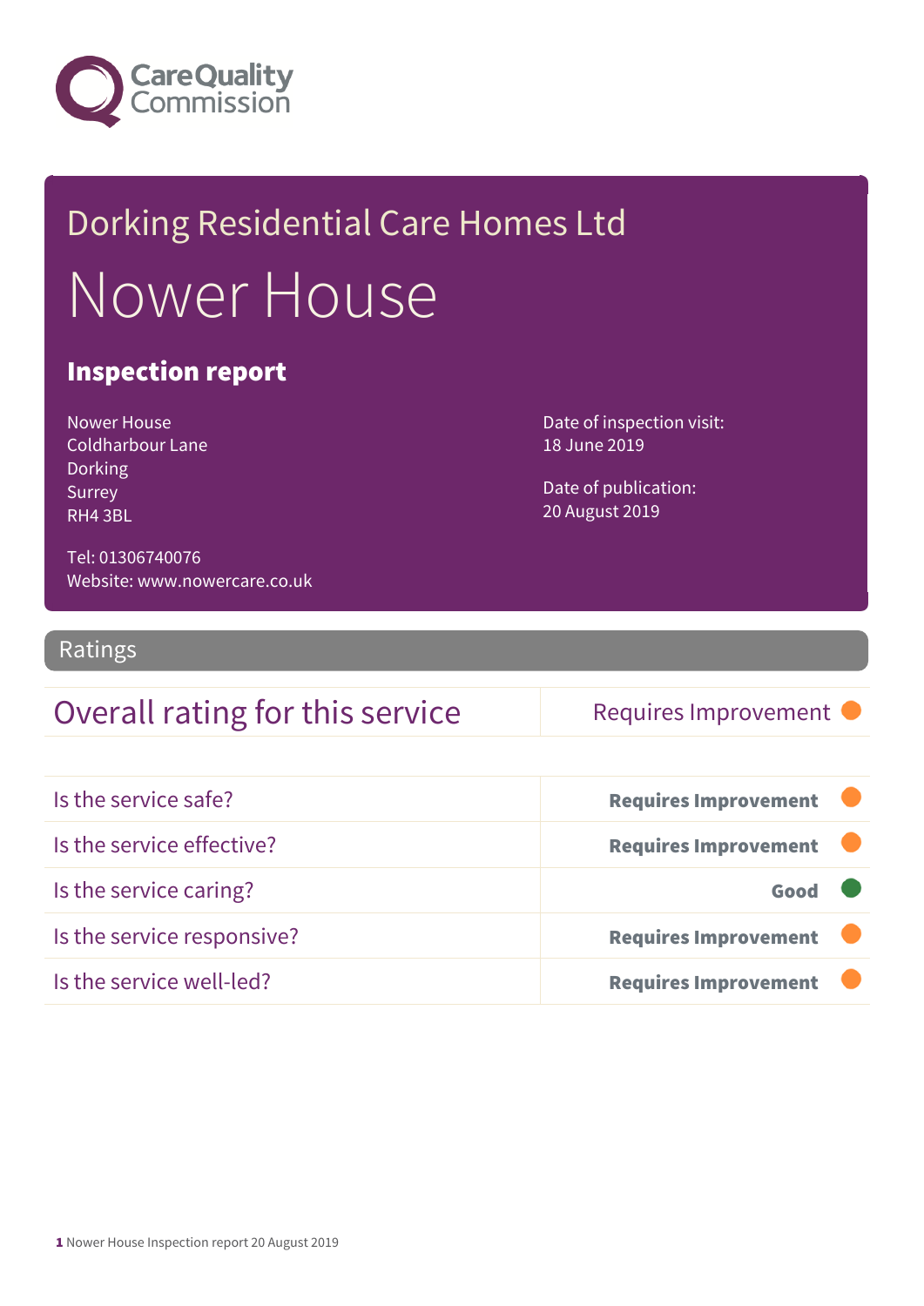Care Quality Commission

Dorking Residential Care Homes Ltd

# Nower House

## Inspection report

Nower House
Coldharbour Lane
Dorking
Surrey
RH4 3BL

Tel: 01306740076
Website: www.nowercare.co.uk

Date of inspection visit:
18 June 2019

Date of publication:
20 August 2019

## Ratings

| Overall rating for this service | Requires Improvement |
|---|---|

| Is the service safe? | **Requires Improvement** |
|---|---|
| Is the service effective? | **Requires Improvement** |
| Is the service caring? | **Good** |
| Is the service responsive? | **Requires Improvement** |
| Is the service well-led? | **Requires Improvement** |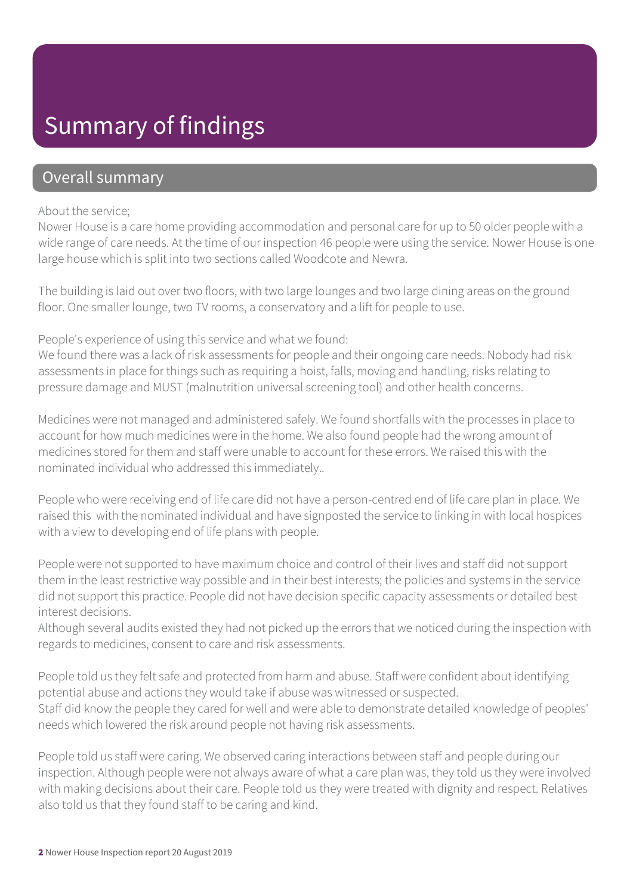# Summary of findings

## Overall summary

About the service;
Nower House is a care home providing accommodation and personal care for up to 50 older people with a wide range of care needs. At the time of our inspection 46 people were using the service. Nower House is one large house which is split into two sections called Woodcote and Newra.

The building is laid out over two floors, with two large lounges and two large dining areas on the ground floor. One smaller lounge, two TV rooms, a conservatory and a lift for people to use.

People's experience of using this service and what we found:
We found there was a lack of risk assessments for people and their ongoing care needs. Nobody had risk assessments in place for things such as requiring a hoist, falls, moving and handling, risks relating to pressure damage and MUST (malnutrition universal screening tool) and other health concerns.

Medicines were not managed and administered safely. We found shortfalls with the processes in place to account for how much medicines were in the home. We also found people had the wrong amount of medicines stored for them and staff were unable to account for these errors. We raised this with the nominated individual who addressed this immediately..

People who were receiving end of life care did not have a person-centred end of life care plan in place. We raised this with the nominated individual and have signposted the service to linking in with local hospices with a view to developing end of life plans with people.

People were not supported to have maximum choice and control of their lives and staff did not support them in the least restrictive way possible and in their best interests; the policies and systems in the service did not support this practice. People did not have decision specific capacity assessments or detailed best interest decisions.
Although several audits existed they had not picked up the errors that we noticed during the inspection with regards to medicines, consent to care and risk assessments.

People told us they felt safe and protected from harm and abuse. Staff were confident about identifying potential abuse and actions they would take if abuse was witnessed or suspected.
Staff did know the people they cared for well and were able to demonstrate detailed knowledge of peoples' needs which lowered the risk around people not having risk assessments.

People told us staff were caring. We observed caring interactions between staff and people during our inspection. Although people were not always aware of what a care plan was, they told us they were involved with making decisions about their care. People told us they were treated with dignity and respect. Relatives also told us that they found staff to be caring and kind.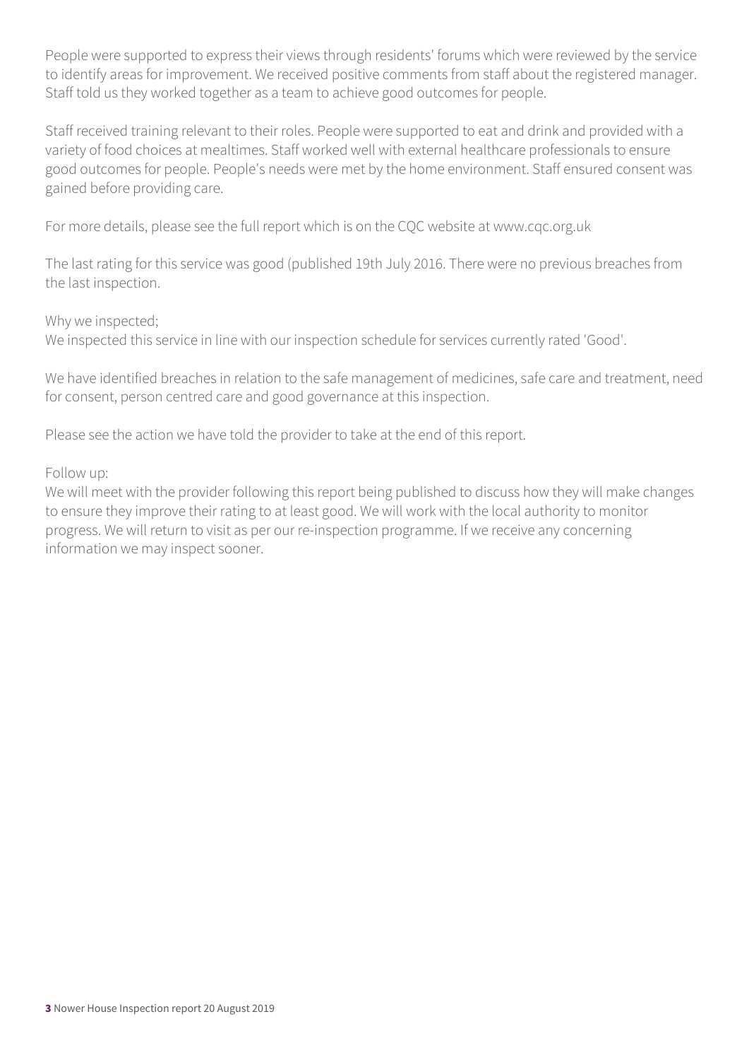People were supported to express their views through residents' forums which were reviewed by the service to identify areas for improvement. We received positive comments from staff about the registered manager. Staff told us they worked together as a team to achieve good outcomes for people.

Staff received training relevant to their roles. People were supported to eat and drink and provided with a variety of food choices at mealtimes. Staff worked well with external healthcare professionals to ensure good outcomes for people. People's needs were met by the home environment. Staff ensured consent was gained before providing care.

For more details, please see the full report which is on the CQC website at www.cqc.org.uk

The last rating for this service was good (published 19th July 2016. There were no previous breaches from the last inspection.

Why we inspected;
We inspected this service in line with our inspection schedule for services currently rated 'Good'.

We have identified breaches in relation to the safe management of medicines, safe care and treatment, need for consent, person centred care and good governance at this inspection.

Please see the action we have told the provider to take at the end of this report.

Follow up:
We will meet with the provider following this report being published to discuss how they will make changes to ensure they improve their rating to at least good. We will work with the local authority to monitor progress. We will return to visit as per our re-inspection programme. If we receive any concerning information we may inspect sooner.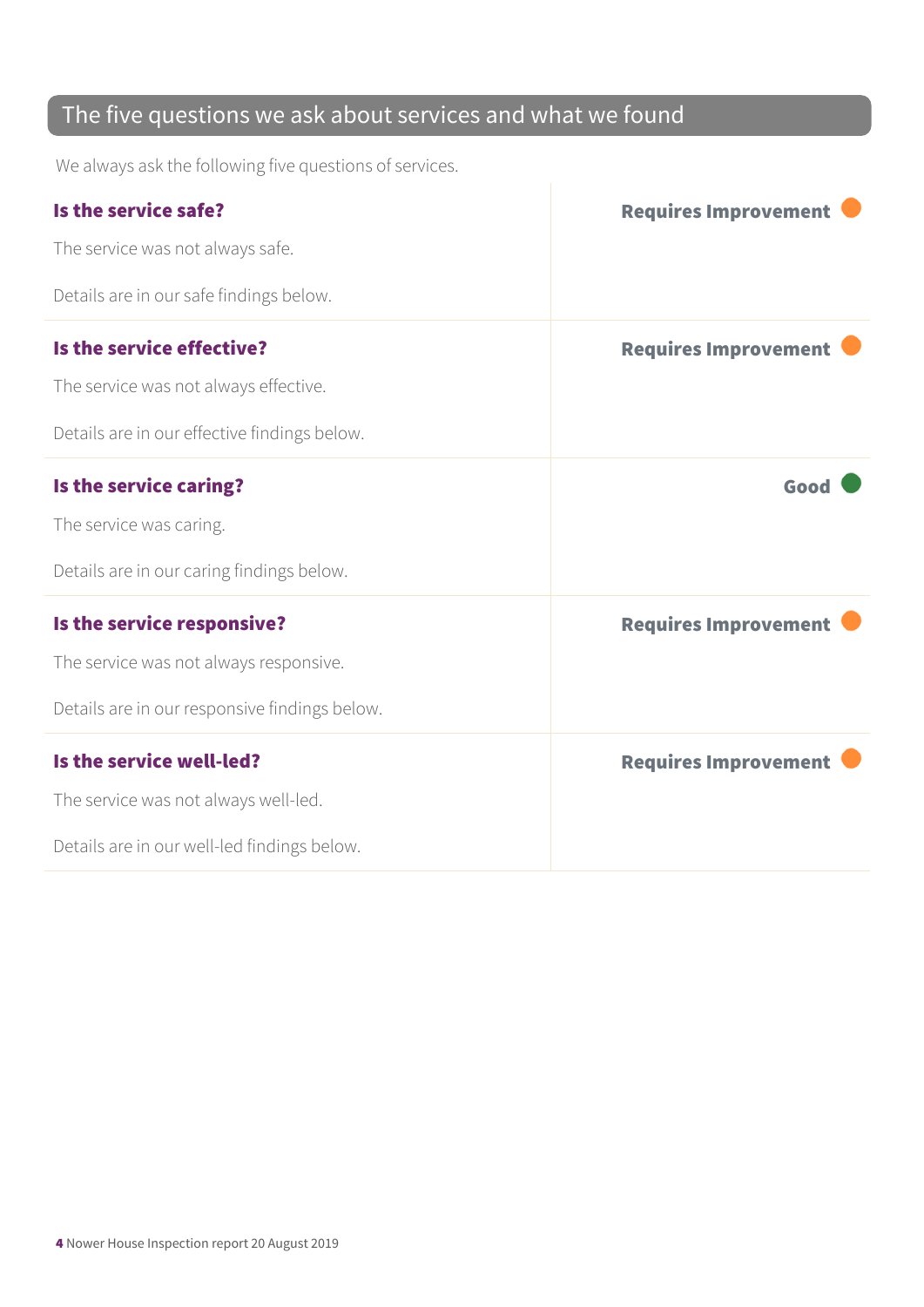## The five questions we ask about services and what we found

We always ask the following five questions of services.

### Is the service safe?

**Requires Improvement**

The service was not always safe.

Details are in our safe findings below.

### Is the service effective?

**Requires Improvement**

The service was not always effective.

Details are in our effective findings below.

### Is the service caring?

**Good**

The service was caring.

Details are in our caring findings below.

### Is the service responsive?

**Requires Improvement**

The service was not always responsive.

Details are in our responsive findings below.

### Is the service well-led?

**Requires Improvement**

The service was not always well-led.

Details are in our well-led findings below.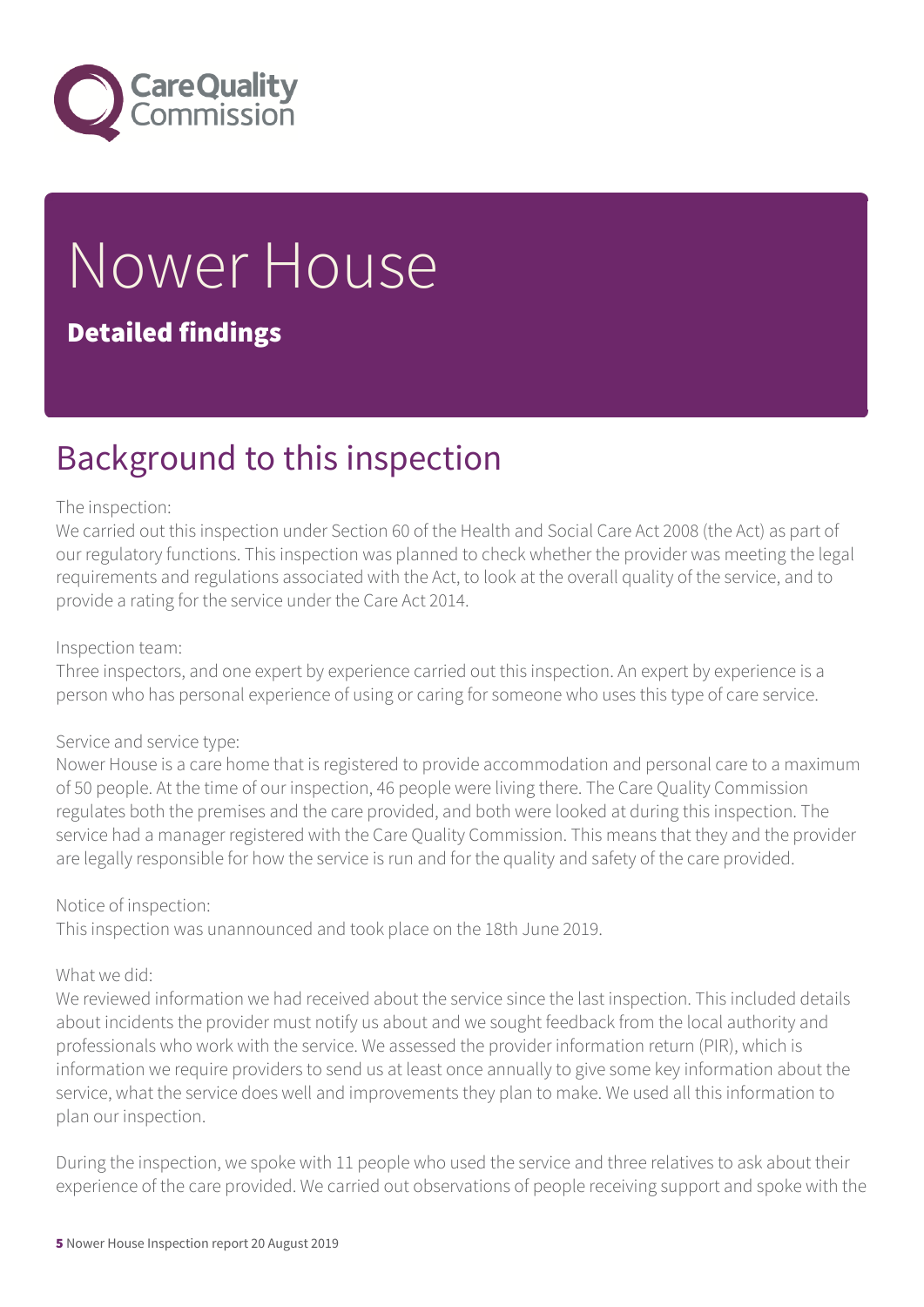# Nower House

**Detailed findings**

## Background to this inspection

The inspection:
We carried out this inspection under Section 60 of the Health and Social Care Act 2008 (the Act) as part of our regulatory functions. This inspection was planned to check whether the provider was meeting the legal requirements and regulations associated with the Act, to look at the overall quality of the service, and to provide a rating for the service under the Care Act 2014.

Inspection team:
Three inspectors, and one expert by experience carried out this inspection. An expert by experience is a person who has personal experience of using or caring for someone who uses this type of care service.

Service and service type:
Nower House is a care home that is registered to provide accommodation and personal care to a maximum of 50 people. At the time of our inspection, 46 people were living there. The Care Quality Commission regulates both the premises and the care provided, and both were looked at during this inspection. The service had a manager registered with the Care Quality Commission. This means that they and the provider are legally responsible for how the service is run and for the quality and safety of the care provided.

Notice of inspection:
This inspection was unannounced and took place on the 18th June 2019.

What we did:
We reviewed information we had received about the service since the last inspection. This included details about incidents the provider must notify us about and we sought feedback from the local authority and professionals who work with the service. We assessed the provider information return (PIR), which is information we require providers to send us at least once annually to give some key information about the service, what the service does well and improvements they plan to make. We used all this information to plan our inspection.

During the inspection, we spoke with 11 people who used the service and three relatives to ask about their experience of the care provided. We carried out observations of people receiving support and spoke with the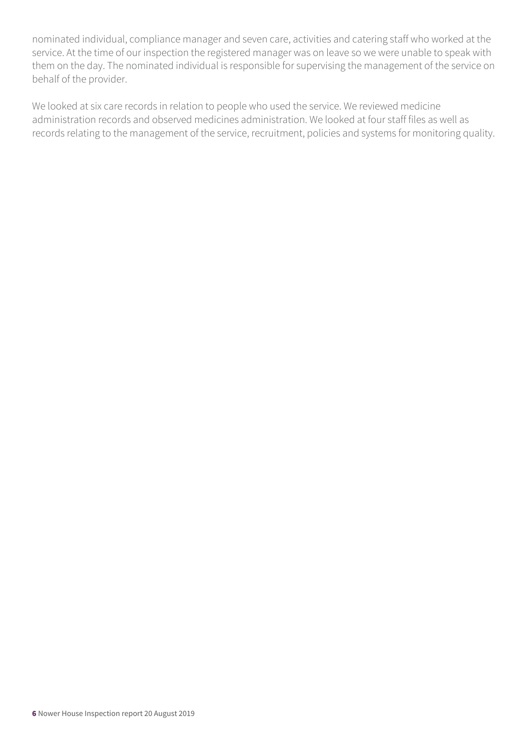nominated individual, compliance manager and seven care, activities and catering staff who worked at the service. At the time of our inspection the registered manager was on leave so we were unable to speak with them on the day. The nominated individual is responsible for supervising the management of the service on behalf of the provider.

We looked at six care records in relation to people who used the service. We reviewed medicine administration records and observed medicines administration. We looked at four staff files as well as records relating to the management of the service, recruitment, policies and systems for monitoring quality.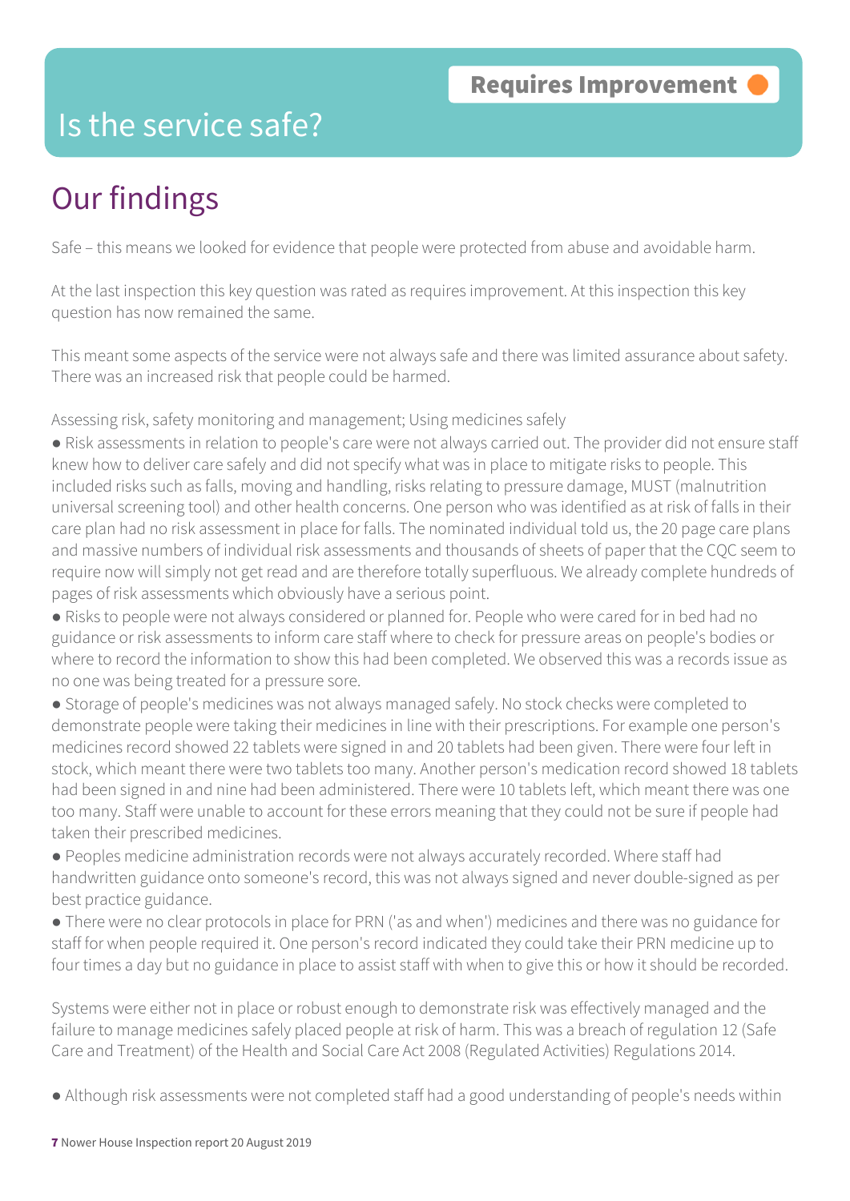# Is the service safe?

**Requires Improvement**

## Our findings

Safe – this means we looked for evidence that people were protected from abuse and avoidable harm.

At the last inspection this key question was rated as requires improvement. At this inspection this key question has now remained the same.

This meant some aspects of the service were not always safe and there was limited assurance about safety. There was an increased risk that people could be harmed.

Assessing risk, safety monitoring and management; Using medicines safely

- Risk assessments in relation to people's care were not always carried out. The provider did not ensure staff knew how to deliver care safely and did not specify what was in place to mitigate risks to people. This included risks such as falls, moving and handling, risks relating to pressure damage, MUST (malnutrition universal screening tool) and other health concerns. One person who was identified as at risk of falls in their care plan had no risk assessment in place for falls. The nominated individual told us, the 20 page care plans and massive numbers of individual risk assessments and thousands of sheets of paper that the CQC seem to require now will simply not get read and are therefore totally superfluous. We already complete hundreds of pages of risk assessments which obviously have a serious point.
- Risks to people were not always considered or planned for. People who were cared for in bed had no guidance or risk assessments to inform care staff where to check for pressure areas on people's bodies or where to record the information to show this had been completed. We observed this was a records issue as no one was being treated for a pressure sore.
- Storage of people's medicines was not always managed safely. No stock checks were completed to demonstrate people were taking their medicines in line with their prescriptions. For example one person's medicines record showed 22 tablets were signed in and 20 tablets had been given. There were four left in stock, which meant there were two tablets too many. Another person's medication record showed 18 tablets had been signed in and nine had been administered. There were 10 tablets left, which meant there was one too many. Staff were unable to account for these errors meaning that they could not be sure if people had taken their prescribed medicines.
- Peoples medicine administration records were not always accurately recorded. Where staff had handwritten guidance onto someone's record, this was not always signed and never double-signed as per best practice guidance.
- There were no clear protocols in place for PRN ('as and when') medicines and there was no guidance for staff for when people required it. One person's record indicated they could take their PRN medicine up to four times a day but no guidance in place to assist staff with when to give this or how it should be recorded.

Systems were either not in place or robust enough to demonstrate risk was effectively managed and the failure to manage medicines safely placed people at risk of harm. This was a breach of regulation 12 (Safe Care and Treatment) of the Health and Social Care Act 2008 (Regulated Activities) Regulations 2014.

- Although risk assessments were not completed staff had a good understanding of people's needs within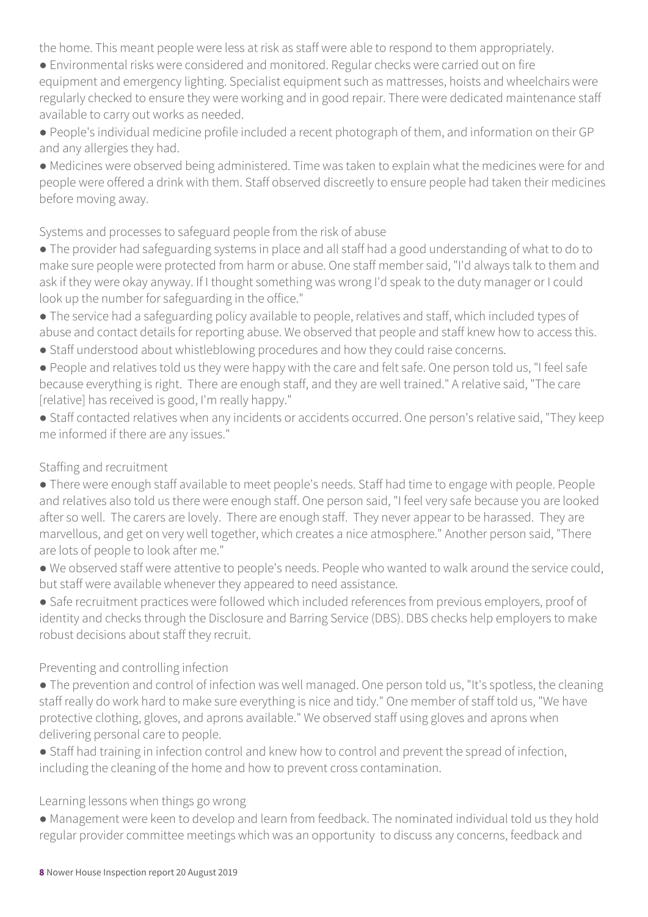the home. This meant people were less at risk as staff were able to respond to them appropriately.

- Environmental risks were considered and monitored. Regular checks were carried out on fire equipment and emergency lighting. Specialist equipment such as mattresses, hoists and wheelchairs were regularly checked to ensure they were working and in good repair. There were dedicated maintenance staff available to carry out works as needed.
- People's individual medicine profile included a recent photograph of them, and information on their GP and any allergies they had.
- Medicines were observed being administered. Time was taken to explain what the medicines were for and people were offered a drink with them. Staff observed discreetly to ensure people had taken their medicines before moving away.

Systems and processes to safeguard people from the risk of abuse

- The provider had safeguarding systems in place and all staff had a good understanding of what to do to make sure people were protected from harm or abuse. One staff member said, "I'd always talk to them and ask if they were okay anyway. If I thought something was wrong I'd speak to the duty manager or I could look up the number for safeguarding in the office."
- The service had a safeguarding policy available to people, relatives and staff, which included types of abuse and contact details for reporting abuse. We observed that people and staff knew how to access this.
- Staff understood about whistleblowing procedures and how they could raise concerns.
- People and relatives told us they were happy with the care and felt safe. One person told us, "I feel safe because everything is right. There are enough staff, and they are well trained." A relative said, "The care [relative] has received is good, I'm really happy."
- Staff contacted relatives when any incidents or accidents occurred. One person's relative said, "They keep me informed if there are any issues."

Staffing and recruitment

- There were enough staff available to meet people's needs. Staff had time to engage with people. People and relatives also told us there were enough staff. One person said, "I feel very safe because you are looked after so well. The carers are lovely. There are enough staff. They never appear to be harassed. They are marvellous, and get on very well together, which creates a nice atmosphere." Another person said, "There are lots of people to look after me."
- We observed staff were attentive to people's needs. People who wanted to walk around the service could, but staff were available whenever they appeared to need assistance.
- Safe recruitment practices were followed which included references from previous employers, proof of identity and checks through the Disclosure and Barring Service (DBS). DBS checks help employers to make robust decisions about staff they recruit.

Preventing and controlling infection

- The prevention and control of infection was well managed. One person told us, "It's spotless, the cleaning staff really do work hard to make sure everything is nice and tidy." One member of staff told us, "We have protective clothing, gloves, and aprons available." We observed staff using gloves and aprons when delivering personal care to people.
- Staff had training in infection control and knew how to control and prevent the spread of infection, including the cleaning of the home and how to prevent cross contamination.

Learning lessons when things go wrong

- Management were keen to develop and learn from feedback. The nominated individual told us they hold regular provider committee meetings which was an opportunity to discuss any concerns, feedback and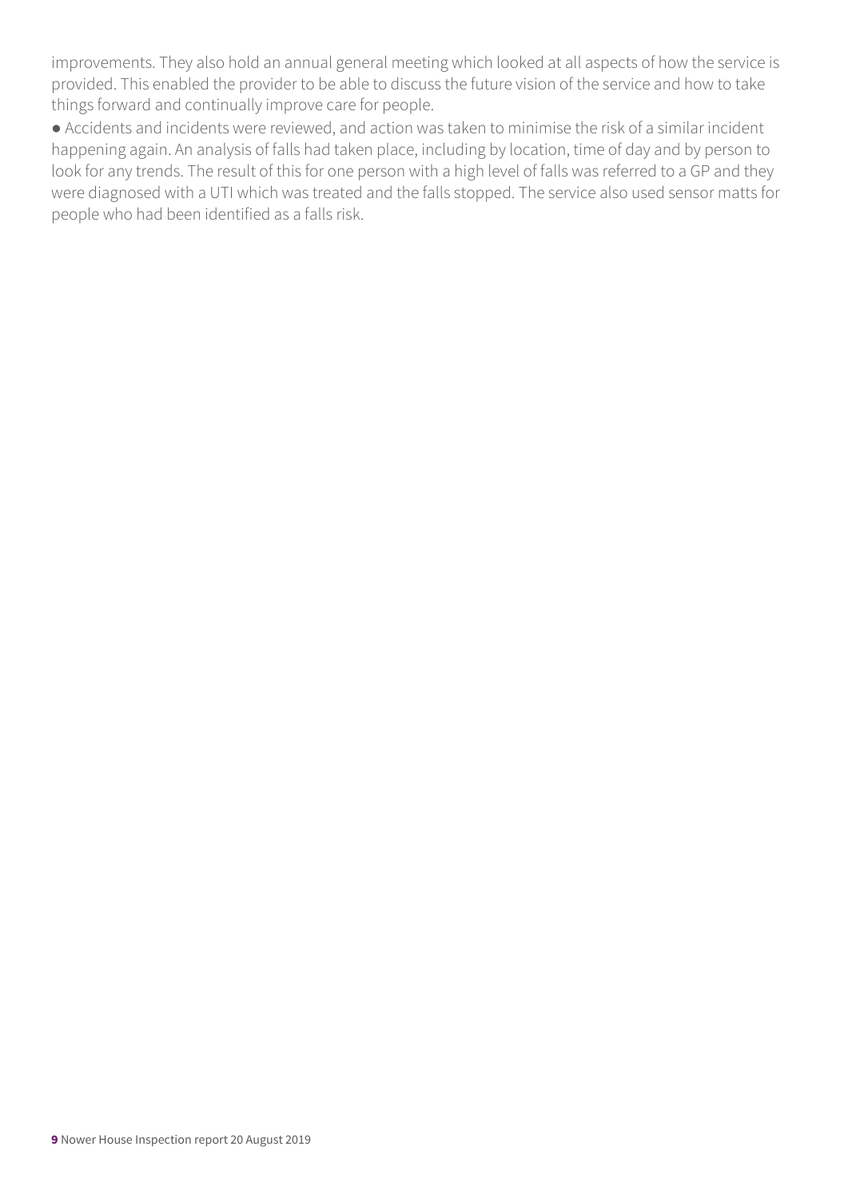improvements. They also hold an annual general meeting which looked at all aspects of how the service is provided. This enabled the provider to be able to discuss the future vision of the service and how to take things forward and continually improve care for people.

- Accidents and incidents were reviewed, and action was taken to minimise the risk of a similar incident happening again. An analysis of falls had taken place, including by location, time of day and by person to look for any trends. The result of this for one person with a high level of falls was referred to a GP and they were diagnosed with a UTI which was treated and the falls stopped. The service also used sensor matts for people who had been identified as a falls risk.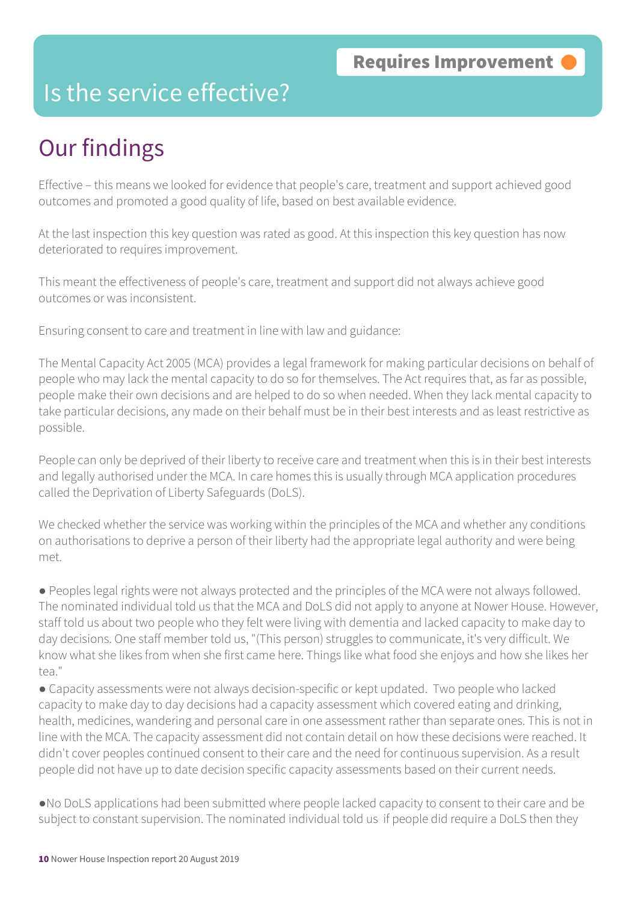**Requires Improvement**

# Is the service effective?

## Our findings

Effective – this means we looked for evidence that people's care, treatment and support achieved good outcomes and promoted a good quality of life, based on best available evidence.

At the last inspection this key question was rated as good. At this inspection this key question has now deteriorated to requires improvement.

This meant the effectiveness of people's care, treatment and support did not always achieve good outcomes or was inconsistent.

Ensuring consent to care and treatment in line with law and guidance:

The Mental Capacity Act 2005 (MCA) provides a legal framework for making particular decisions on behalf of people who may lack the mental capacity to do so for themselves. The Act requires that, as far as possible, people make their own decisions and are helped to do so when needed. When they lack mental capacity to take particular decisions, any made on their behalf must be in their best interests and as least restrictive as possible.

People can only be deprived of their liberty to receive care and treatment when this is in their best interests and legally authorised under the MCA. In care homes this is usually through MCA application procedures called the Deprivation of Liberty Safeguards (DoLS).

We checked whether the service was working within the principles of the MCA and whether any conditions on authorisations to deprive a person of their liberty had the appropriate legal authority and were being met.

- Peoples legal rights were not always protected and the principles of the MCA were not always followed. The nominated individual told us that the MCA and DoLS did not apply to anyone at Nower House. However, staff told us about two people who they felt were living with dementia and lacked capacity to make day to day decisions. One staff member told us, "(This person) struggles to communicate, it's very difficult. We know what she likes from when she first came here. Things like what food she enjoys and how she likes her tea."
- Capacity assessments were not always decision-specific or kept updated. Two people who lacked capacity to make day to day decisions had a capacity assessment which covered eating and drinking, health, medicines, wandering and personal care in one assessment rather than separate ones. This is not in line with the MCA. The capacity assessment did not contain detail on how these decisions were reached. It didn't cover peoples continued consent to their care and the need for continuous supervision. As a result people did not have up to date decision specific capacity assessments based on their current needs.

- No DoLS applications had been submitted where people lacked capacity to consent to their care and be subject to constant supervision. The nominated individual told us if people did require a DoLS then they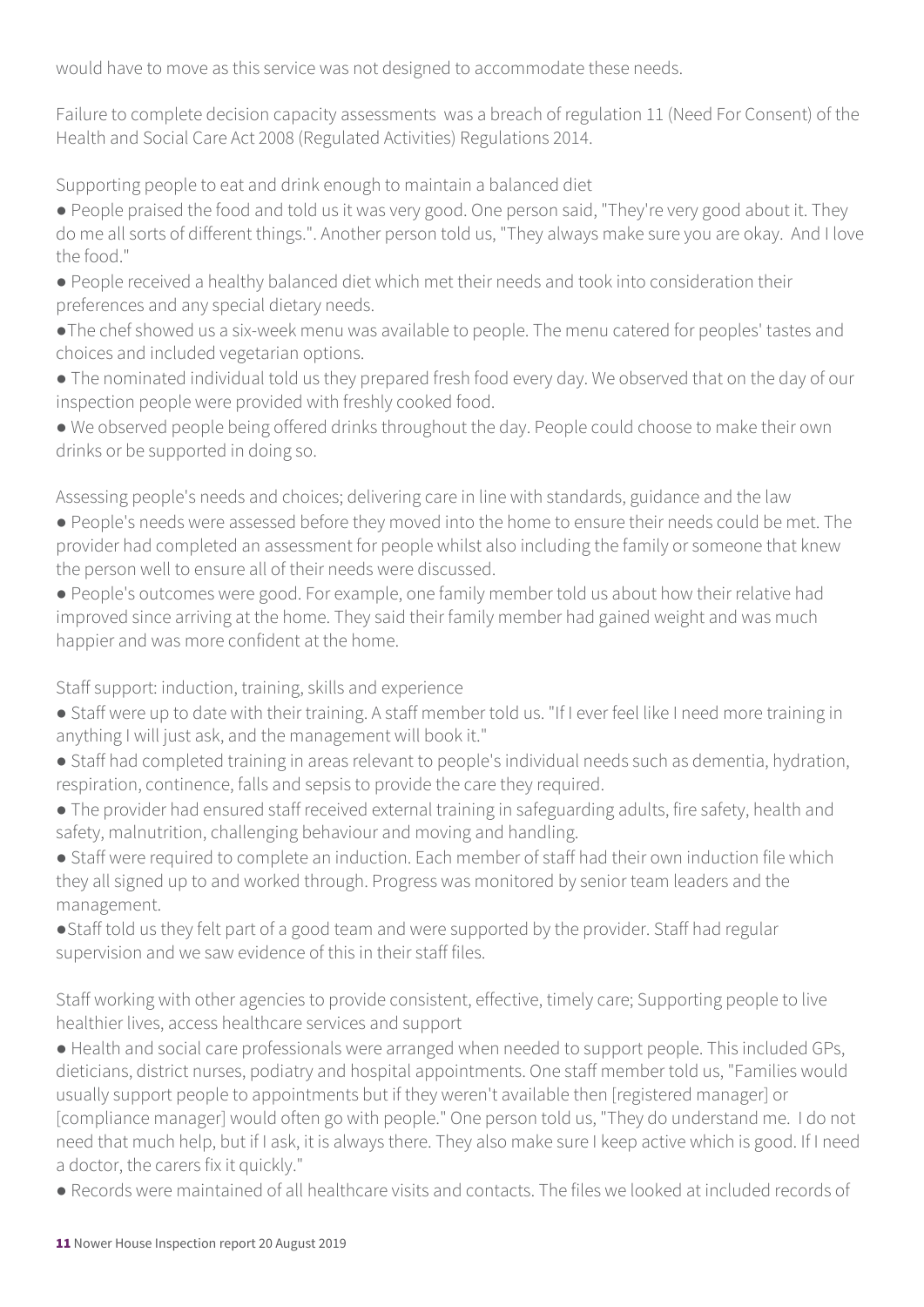would have to move as this service was not designed to accommodate these needs.

Failure to complete decision capacity assessments was a breach of regulation 11 (Need For Consent) of the Health and Social Care Act 2008 (Regulated Activities) Regulations 2014.

Supporting people to eat and drink enough to maintain a balanced diet

- People praised the food and told us it was very good. One person said, "They're very good about it. They do me all sorts of different things.". Another person told us, "They always make sure you are okay. And I love the food."
- People received a healthy balanced diet which met their needs and took into consideration their preferences and any special dietary needs.
- The chef showed us a six-week menu was available to people. The menu catered for peoples' tastes and choices and included vegetarian options.
- The nominated individual told us they prepared fresh food every day. We observed that on the day of our inspection people were provided with freshly cooked food.
- We observed people being offered drinks throughout the day. People could choose to make their own drinks or be supported in doing so.

Assessing people's needs and choices; delivering care in line with standards, guidance and the law

- People's needs were assessed before they moved into the home to ensure their needs could be met. The provider had completed an assessment for people whilst also including the family or someone that knew the person well to ensure all of their needs were discussed.
- People's outcomes were good. For example, one family member told us about how their relative had improved since arriving at the home. They said their family member had gained weight and was much happier and was more confident at the home.

Staff support: induction, training, skills and experience

- Staff were up to date with their training. A staff member told us. "If I ever feel like I need more training in anything I will just ask, and the management will book it."
- Staff had completed training in areas relevant to people's individual needs such as dementia, hydration, respiration, continence, falls and sepsis to provide the care they required.
- The provider had ensured staff received external training in safeguarding adults, fire safety, health and safety, malnutrition, challenging behaviour and moving and handling.
- Staff were required to complete an induction. Each member of staff had their own induction file which they all signed up to and worked through. Progress was monitored by senior team leaders and the management.
- Staff told us they felt part of a good team and were supported by the provider. Staff had regular supervision and we saw evidence of this in their staff files.

Staff working with other agencies to provide consistent, effective, timely care; Supporting people to live healthier lives, access healthcare services and support

- Health and social care professionals were arranged when needed to support people. This included GPs, dieticians, district nurses, podiatry and hospital appointments. One staff member told us, "Families would usually support people to appointments but if they weren't available then [registered manager] or [compliance manager] would often go with people." One person told us, "They do understand me. I do not need that much help, but if I ask, it is always there. They also make sure I keep active which is good. If I need a doctor, the carers fix it quickly."
- Records were maintained of all healthcare visits and contacts. The files we looked at included records of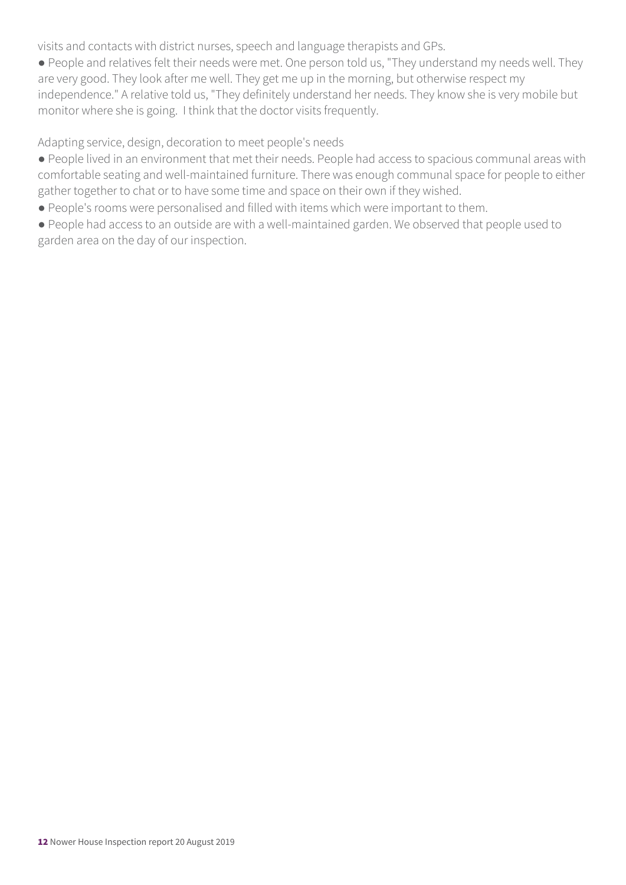visits and contacts with district nurses, speech and language therapists and GPs.

- People and relatives felt their needs were met. One person told us, "They understand my needs well. They are very good. They look after me well. They get me up in the morning, but otherwise respect my independence." A relative told us, "They definitely understand her needs. They know she is very mobile but monitor where she is going. I think that the doctor visits frequently.

Adapting service, design, decoration to meet people's needs

- People lived in an environment that met their needs. People had access to spacious communal areas with comfortable seating and well-maintained furniture. There was enough communal space for people to either gather together to chat or to have some time and space on their own if they wished.
- People's rooms were personalised and filled with items which were important to them.
- People had access to an outside are with a well-maintained garden. We observed that people used to garden area on the day of our inspection.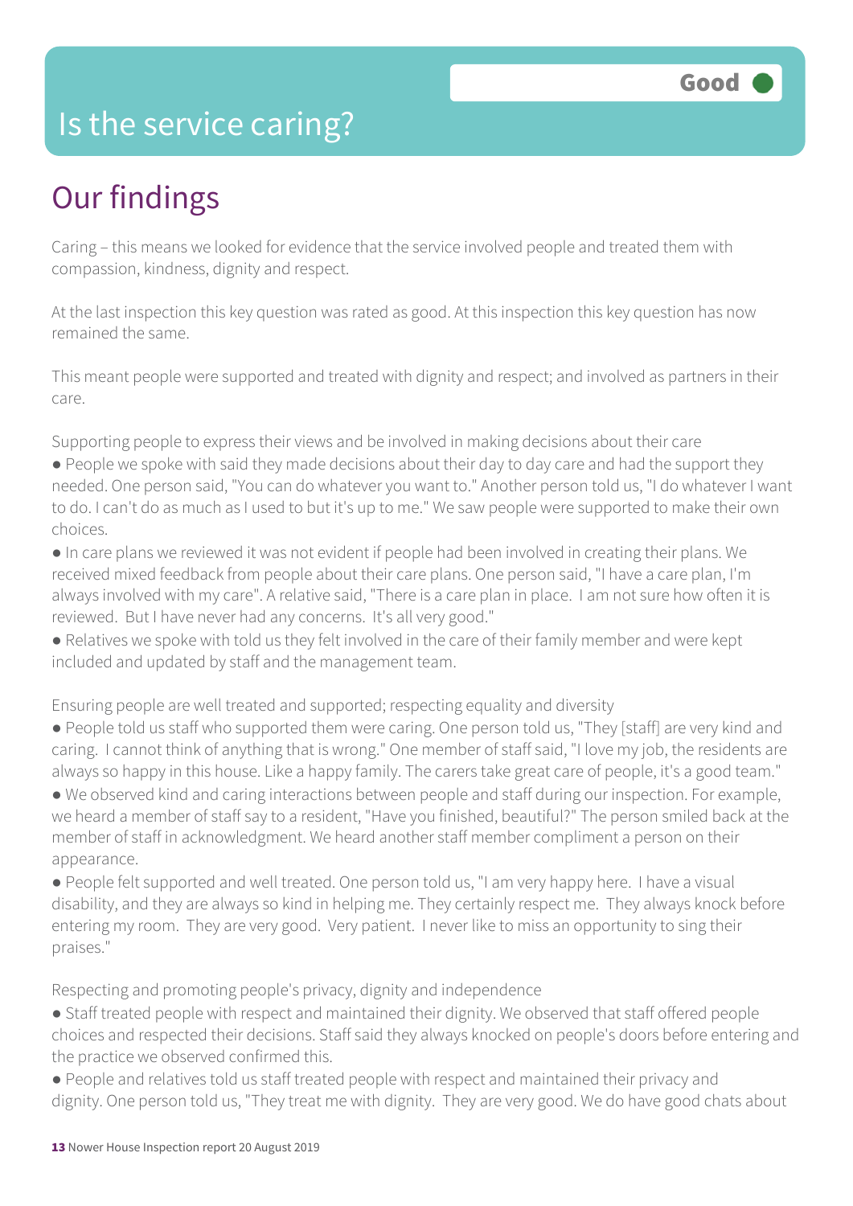# Is the service caring?

Good

## Our findings

Caring – this means we looked for evidence that the service involved people and treated them with compassion, kindness, dignity and respect.

At the last inspection this key question was rated as good. At this inspection this key question has now remained the same.

This meant people were supported and treated with dignity and respect; and involved as partners in their care.

Supporting people to express their views and be involved in making decisions about their care

- People we spoke with said they made decisions about their day to day care and had the support they needed. One person said, "You can do whatever you want to." Another person told us, "I do whatever I want to do. I can't do as much as I used to but it's up to me." We saw people were supported to make their own choices.
- In care plans we reviewed it was not evident if people had been involved in creating their plans. We received mixed feedback from people about their care plans. One person said, "I have a care plan, I'm always involved with my care". A relative said, "There is a care plan in place. I am not sure how often it is reviewed. But I have never had any concerns. It's all very good."
- Relatives we spoke with told us they felt involved in the care of their family member and were kept included and updated by staff and the management team.

Ensuring people are well treated and supported; respecting equality and diversity

- People told us staff who supported them were caring. One person told us, "They [staff] are very kind and caring. I cannot think of anything that is wrong." One member of staff said, "I love my job, the residents are always so happy in this house. Like a happy family. The carers take great care of people, it's a good team."
- We observed kind and caring interactions between people and staff during our inspection. For example, we heard a member of staff say to a resident, "Have you finished, beautiful?" The person smiled back at the member of staff in acknowledgment. We heard another staff member compliment a person on their appearance.
- People felt supported and well treated. One person told us, "I am very happy here. I have a visual disability, and they are always so kind in helping me. They certainly respect me. They always knock before entering my room. They are very good. Very patient. I never like to miss an opportunity to sing their praises."

Respecting and promoting people's privacy, dignity and independence

- Staff treated people with respect and maintained their dignity. We observed that staff offered people choices and respected their decisions. Staff said they always knocked on people's doors before entering and the practice we observed confirmed this.
- People and relatives told us staff treated people with respect and maintained their privacy and dignity. One person told us, "They treat me with dignity. They are very good. We do have good chats about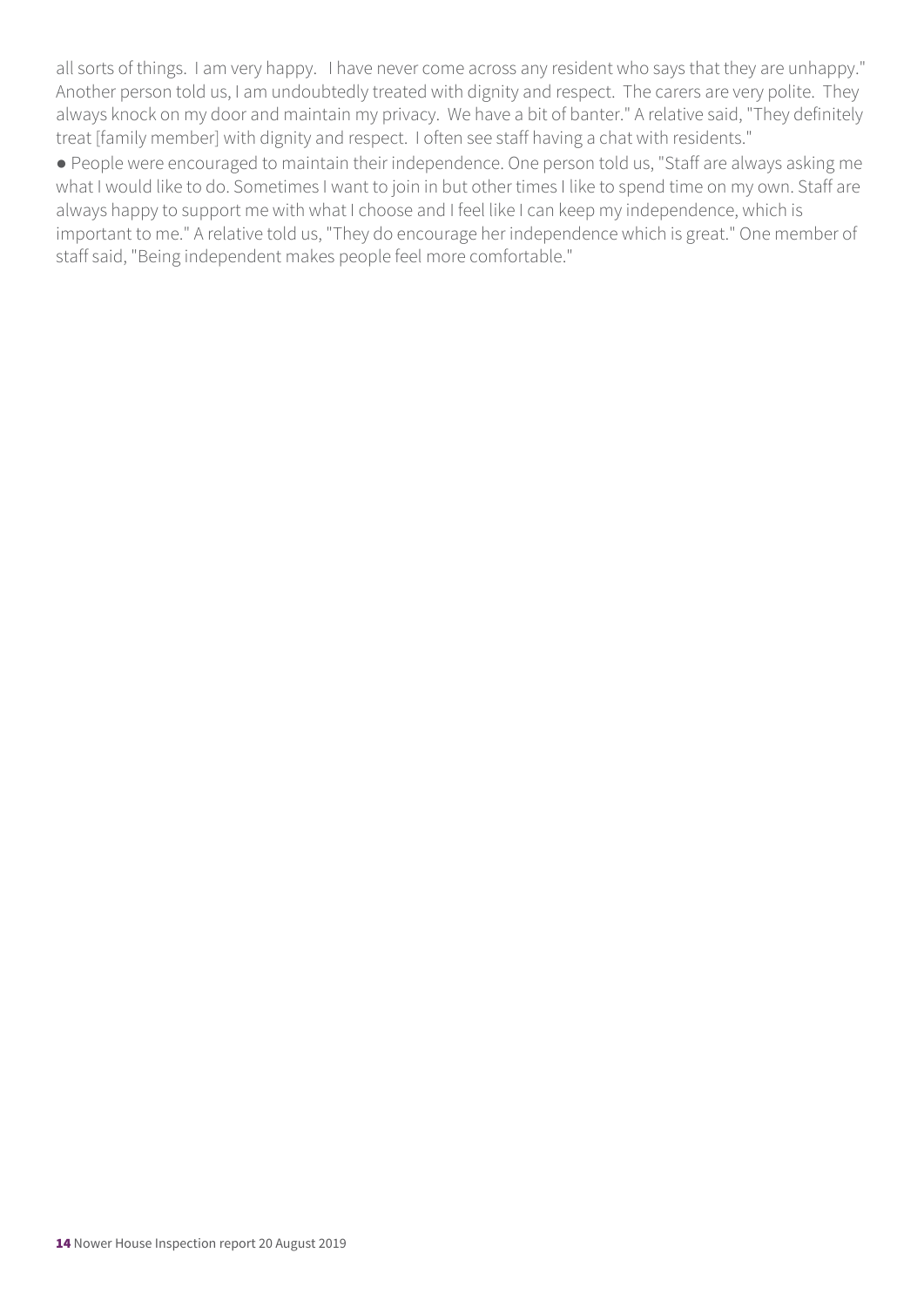all sorts of things. I am very happy. I have never come across any resident who says that they are unhappy." Another person told us, I am undoubtedly treated with dignity and respect. The carers are very polite. They always knock on my door and maintain my privacy. We have a bit of banter." A relative said, "They definitely treat [family member] with dignity and respect. I often see staff having a chat with residents."

- People were encouraged to maintain their independence. One person told us, "Staff are always asking me what I would like to do. Sometimes I want to join in but other times I like to spend time on my own. Staff are always happy to support me with what I choose and I feel like I can keep my independence, which is important to me." A relative told us, "They do encourage her independence which is great." One member of staff said, "Being independent makes people feel more comfortable."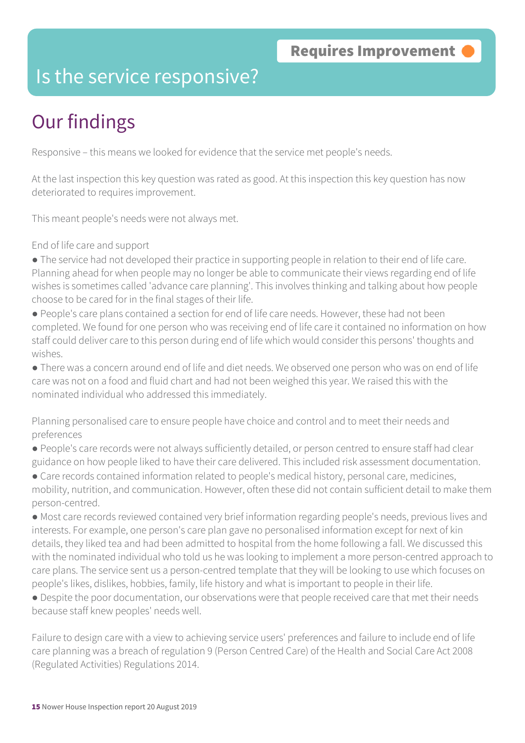**Requires Improvement**

# Is the service responsive?

## Our findings

Responsive – this means we looked for evidence that the service met people's needs.

At the last inspection this key question was rated as good. At this inspection this key question has now deteriorated to requires improvement.

This meant people's needs were not always met.

End of life care and support

- The service had not developed their practice in supporting people in relation to their end of life care. Planning ahead for when people may no longer be able to communicate their views regarding end of life wishes is sometimes called 'advance care planning'. This involves thinking and talking about how people choose to be cared for in the final stages of their life.
- People's care plans contained a section for end of life care needs. However, these had not been completed. We found for one person who was receiving end of life care it contained no information on how staff could deliver care to this person during end of life which would consider this persons' thoughts and wishes.
- There was a concern around end of life and diet needs. We observed one person who was on end of life care was not on a food and fluid chart and had not been weighed this year. We raised this with the nominated individual who addressed this immediately.

Planning personalised care to ensure people have choice and control and to meet their needs and preferences

- People's care records were not always sufficiently detailed, or person centred to ensure staff had clear guidance on how people liked to have their care delivered. This included risk assessment documentation.
- Care records contained information related to people's medical history, personal care, medicines, mobility, nutrition, and communication. However, often these did not contain sufficient detail to make them person-centred.
- Most care records reviewed contained very brief information regarding people's needs, previous lives and interests. For example, one person's care plan gave no personalised information except for next of kin details, they liked tea and had been admitted to hospital from the home following a fall. We discussed this with the nominated individual who told us he was looking to implement a more person-centred approach to care plans. The service sent us a person-centred template that they will be looking to use which focuses on people's likes, dislikes, hobbies, family, life history and what is important to people in their life.
- Despite the poor documentation, our observations were that people received care that met their needs because staff knew peoples' needs well.

Failure to design care with a view to achieving service users' preferences and failure to include end of life care planning was a breach of regulation 9 (Person Centred Care) of the Health and Social Care Act 2008 (Regulated Activities) Regulations 2014.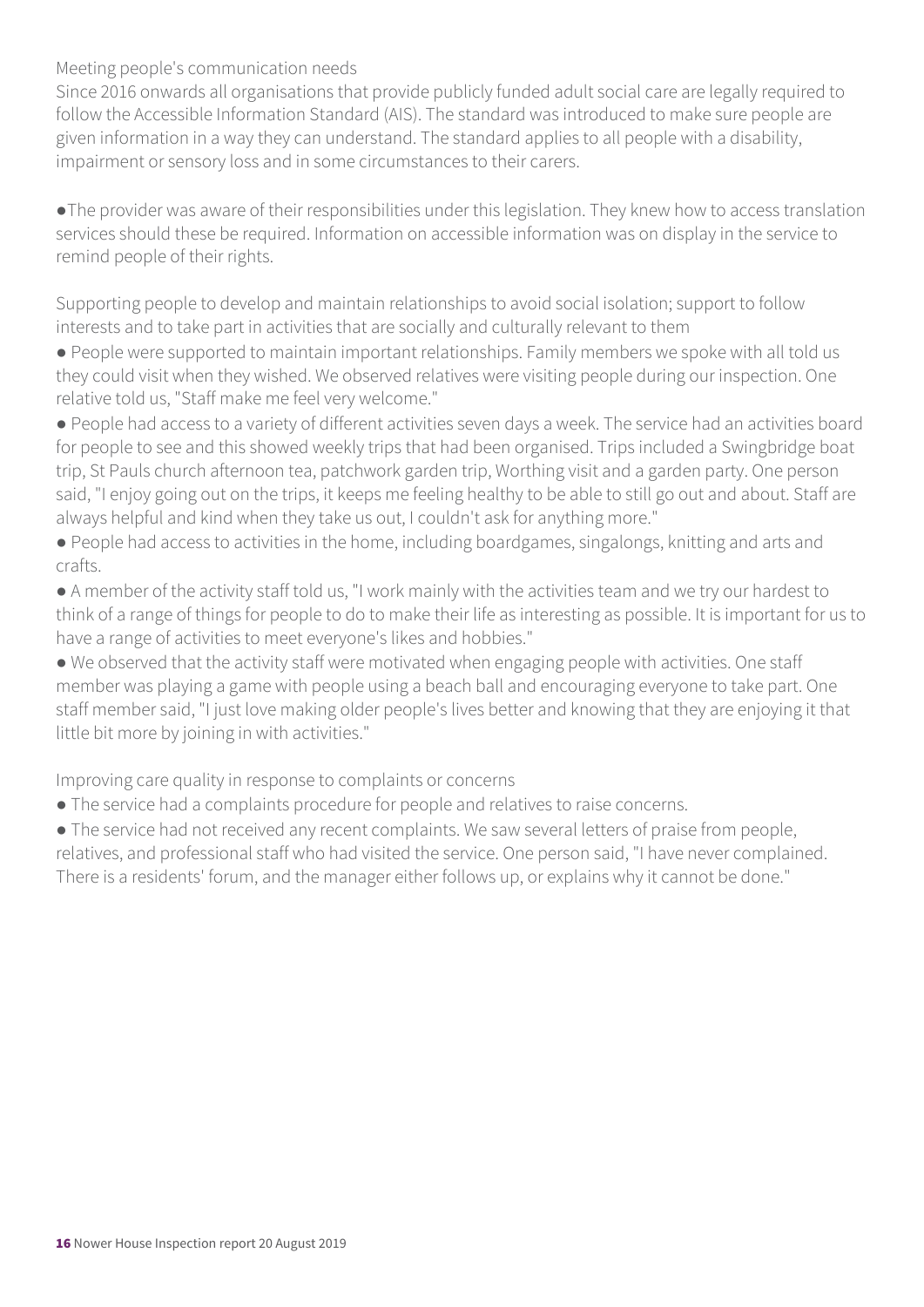### Meeting people's communication needs

Since 2016 onwards all organisations that provide publicly funded adult social care are legally required to follow the Accessible Information Standard (AIS). The standard was introduced to make sure people are given information in a way they can understand. The standard applies to all people with a disability, impairment or sensory loss and in some circumstances to their carers.

- The provider was aware of their responsibilities under this legislation. They knew how to access translation services should these be required. Information on accessible information was on display in the service to remind people of their rights.

### Supporting people to develop and maintain relationships to avoid social isolation; support to follow interests and to take part in activities that are socially and culturally relevant to them

- People were supported to maintain important relationships. Family members we spoke with all told us they could visit when they wished. We observed relatives were visiting people during our inspection. One relative told us, "Staff make me feel very welcome."
- People had access to a variety of different activities seven days a week. The service had an activities board for people to see and this showed weekly trips that had been organised. Trips included a Swingbridge boat trip, St Pauls church afternoon tea, patchwork garden trip, Worthing visit and a garden party. One person said, "I enjoy going out on the trips, it keeps me feeling healthy to be able to still go out and about. Staff are always helpful and kind when they take us out, I couldn't ask for anything more."
- People had access to activities in the home, including boardgames, singalongs, knitting and arts and crafts.
- A member of the activity staff told us, "I work mainly with the activities team and we try our hardest to think of a range of things for people to do to make their life as interesting as possible. It is important for us to have a range of activities to meet everyone's likes and hobbies."
- We observed that the activity staff were motivated when engaging people with activities. One staff member was playing a game with people using a beach ball and encouraging everyone to take part. One staff member said, "I just love making older people's lives better and knowing that they are enjoying it that little bit more by joining in with activities."

### Improving care quality in response to complaints or concerns

- The service had a complaints procedure for people and relatives to raise concerns.
- The service had not received any recent complaints. We saw several letters of praise from people, relatives, and professional staff who had visited the service. One person said, "I have never complained. There is a residents' forum, and the manager either follows up, or explains why it cannot be done."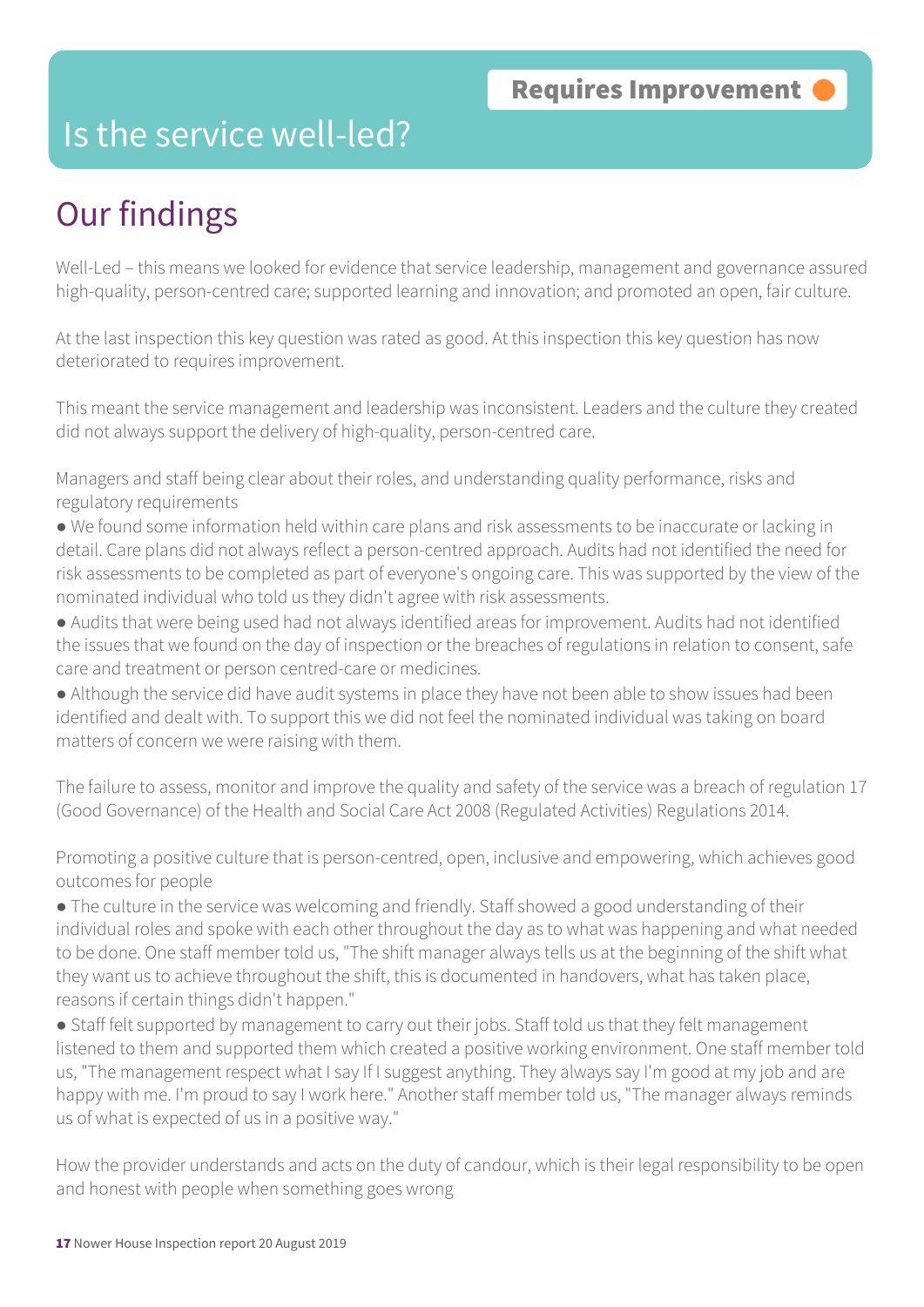# Is the service well-led?

**Requires Improvement**

## Our findings

Well-Led – this means we looked for evidence that service leadership, management and governance assured high-quality, person-centred care; supported learning and innovation; and promoted an open, fair culture.

At the last inspection this key question was rated as good. At this inspection this key question has now deteriorated to requires improvement.

This meant the service management and leadership was inconsistent. Leaders and the culture they created did not always support the delivery of high-quality, person-centred care.

Managers and staff being clear about their roles, and understanding quality performance, risks and regulatory requirements

- We found some information held within care plans and risk assessments to be inaccurate or lacking in detail. Care plans did not always reflect a person-centred approach. Audits had not identified the need for risk assessments to be completed as part of everyone's ongoing care. This was supported by the view of the nominated individual who told us they didn't agree with risk assessments.
- Audits that were being used had not always identified areas for improvement. Audits had not identified the issues that we found on the day of inspection or the breaches of regulations in relation to consent, safe care and treatment or person centred-care or medicines.
- Although the service did have audit systems in place they have not been able to show issues had been identified and dealt with. To support this we did not feel the nominated individual was taking on board matters of concern we were raising with them.

The failure to assess, monitor and improve the quality and safety of the service was a breach of regulation 17 (Good Governance) of the Health and Social Care Act 2008 (Regulated Activities) Regulations 2014.

Promoting a positive culture that is person-centred, open, inclusive and empowering, which achieves good outcomes for people

- The culture in the service was welcoming and friendly. Staff showed a good understanding of their individual roles and spoke with each other throughout the day as to what was happening and what needed to be done. One staff member told us, "The shift manager always tells us at the beginning of the shift what they want us to achieve throughout the shift, this is documented in handovers, what has taken place, reasons if certain things didn't happen."
- Staff felt supported by management to carry out their jobs. Staff told us that they felt management listened to them and supported them which created a positive working environment. One staff member told us, "The management respect what I say If I suggest anything. They always say I'm good at my job and are happy with me. I'm proud to say I work here." Another staff member told us, "The manager always reminds us of what is expected of us in a positive way."

How the provider understands and acts on the duty of candour, which is their legal responsibility to be open and honest with people when something goes wrong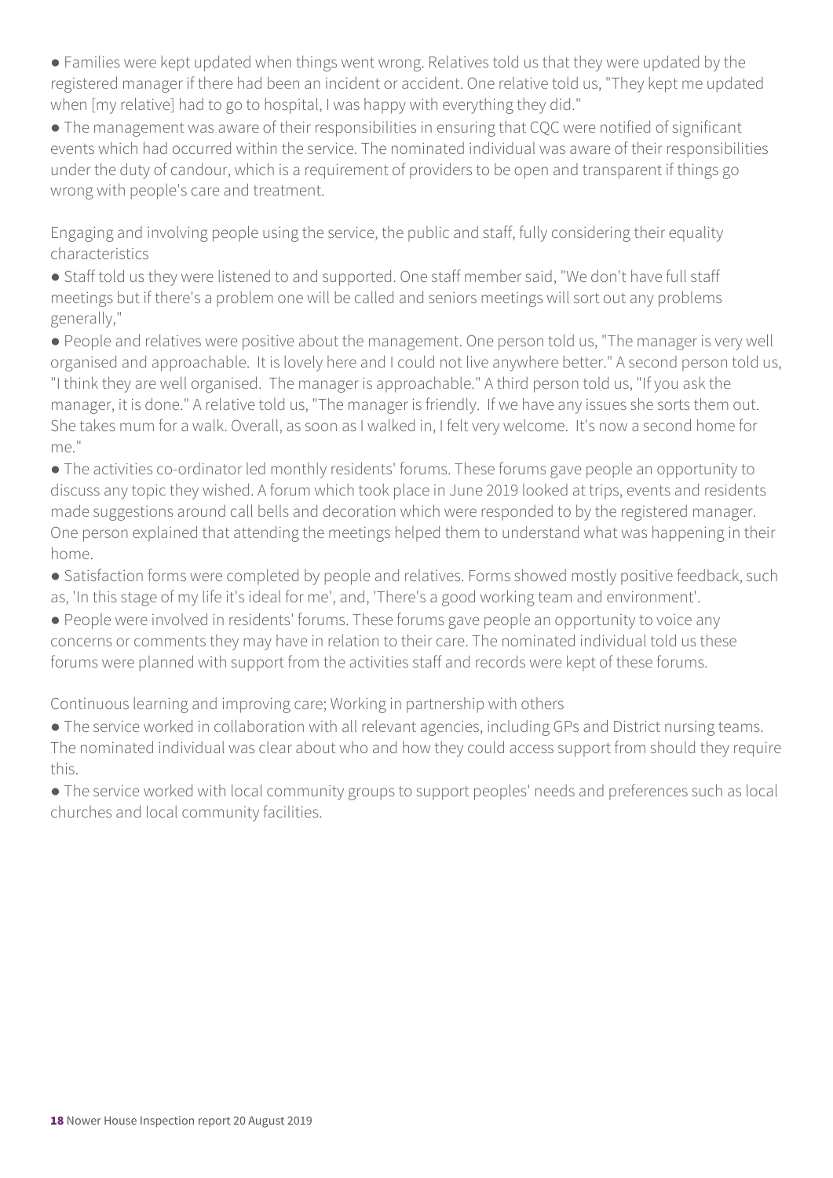- Families were kept updated when things went wrong. Relatives told us that they were updated by the registered manager if there had been an incident or accident. One relative told us, "They kept me updated when [my relative] had to go to hospital, I was happy with everything they did."
- The management was aware of their responsibilities in ensuring that CQC were notified of significant events which had occurred within the service. The nominated individual was aware of their responsibilities under the duty of candour, which is a requirement of providers to be open and transparent if things go wrong with people's care and treatment.

Engaging and involving people using the service, the public and staff, fully considering their equality characteristics

- Staff told us they were listened to and supported. One staff member said, "We don't have full staff meetings but if there's a problem one will be called and seniors meetings will sort out any problems generally,"
- People and relatives were positive about the management. One person told us, "The manager is very well organised and approachable. It is lovely here and I could not live anywhere better." A second person told us, "I think they are well organised. The manager is approachable." A third person told us, "If you ask the manager, it is done." A relative told us, "The manager is friendly. If we have any issues she sorts them out. She takes mum for a walk. Overall, as soon as I walked in, I felt very welcome. It's now a second home for me."
- The activities co-ordinator led monthly residents' forums. These forums gave people an opportunity to discuss any topic they wished. A forum which took place in June 2019 looked at trips, events and residents made suggestions around call bells and decoration which were responded to by the registered manager. One person explained that attending the meetings helped them to understand what was happening in their home.
- Satisfaction forms were completed by people and relatives. Forms showed mostly positive feedback, such as, 'In this stage of my life it's ideal for me', and, 'There's a good working team and environment'.
- People were involved in residents' forums. These forums gave people an opportunity to voice any concerns or comments they may have in relation to their care. The nominated individual told us these forums were planned with support from the activities staff and records were kept of these forums.

Continuous learning and improving care; Working in partnership with others

- The service worked in collaboration with all relevant agencies, including GPs and District nursing teams. The nominated individual was clear about who and how they could access support from should they require this.
- The service worked with local community groups to support peoples' needs and preferences such as local churches and local community facilities.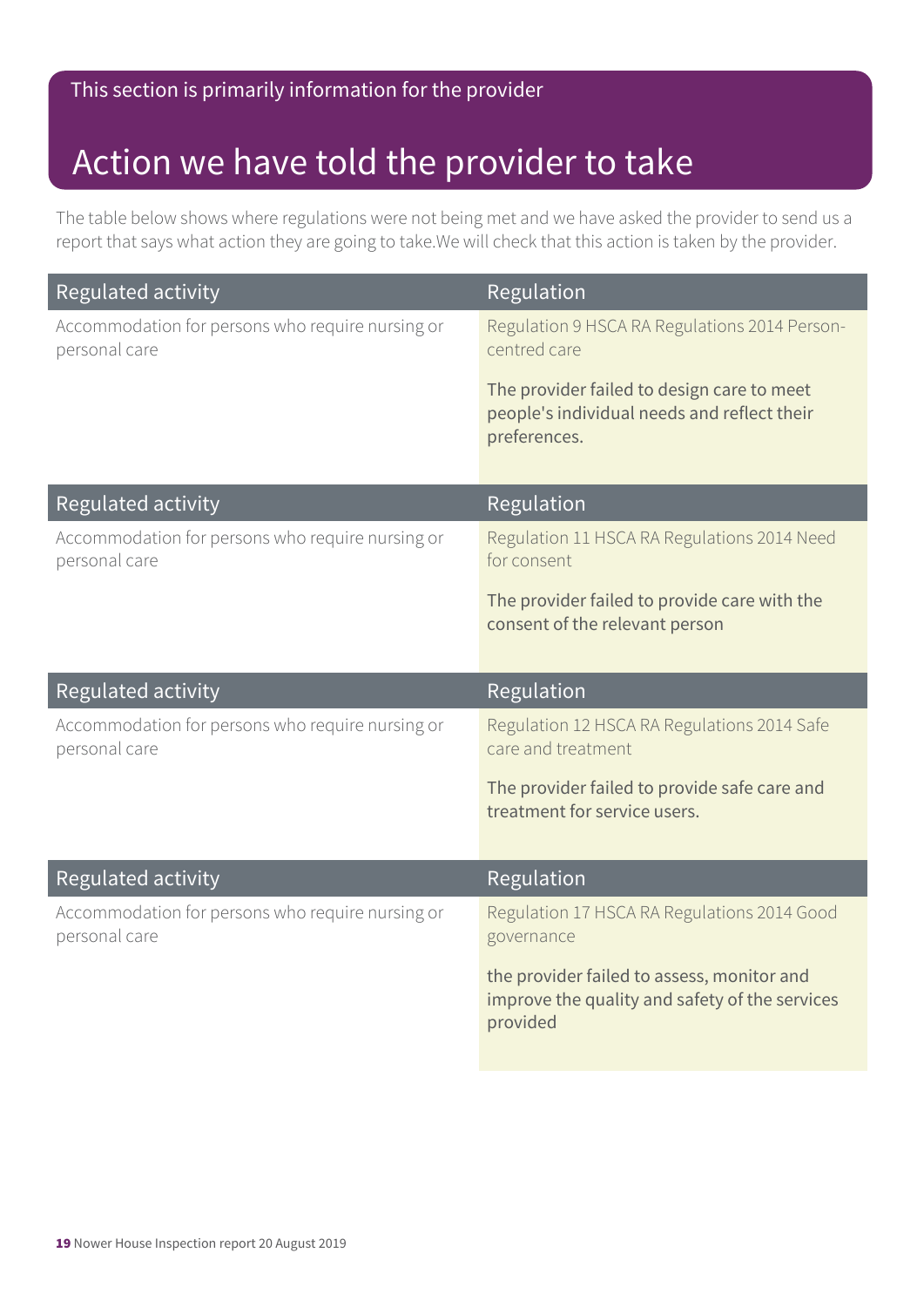This section is primarily information for the provider

# Action we have told the provider to take

The table below shows where regulations were not being met and we have asked the provider to send us a report that says what action they are going to take.We will check that this action is taken by the provider.

| Regulated activity | Regulation |
|---|---|
| Accommodation for persons who require nursing or personal care | Regulation 9 HSCA RA Regulations 2014 Person-centred care<br><br>The provider failed to design care to meet people's individual needs and reflect their preferences. |

| Regulated activity | Regulation |
|---|---|
| Accommodation for persons who require nursing or personal care | Regulation 11 HSCA RA Regulations 2014 Need for consent<br><br>The provider failed to provide care with the consent of the relevant person |

| Regulated activity | Regulation |
|---|---|
| Accommodation for persons who require nursing or personal care | Regulation 12 HSCA RA Regulations 2014 Safe care and treatment<br><br>The provider failed to provide safe care and treatment for service users. |

| Regulated activity | Regulation |
|---|---|
| Accommodation for persons who require nursing or personal care | Regulation 17 HSCA RA Regulations 2014 Good governance<br><br>the provider failed to assess, monitor and improve the quality and safety of the services provided |